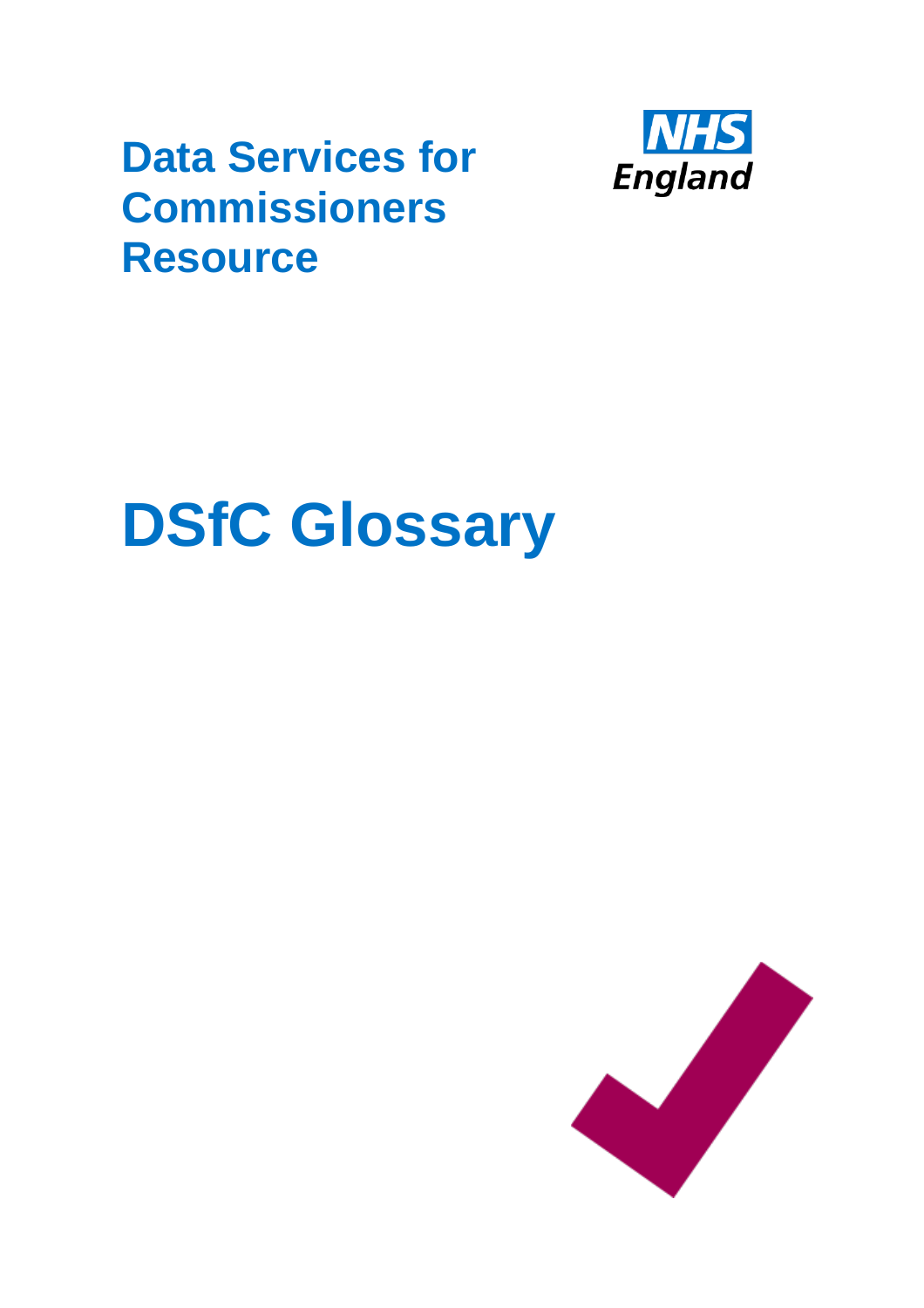# Data Services for Commissioners Resource

NHS England

# DSfC Glossary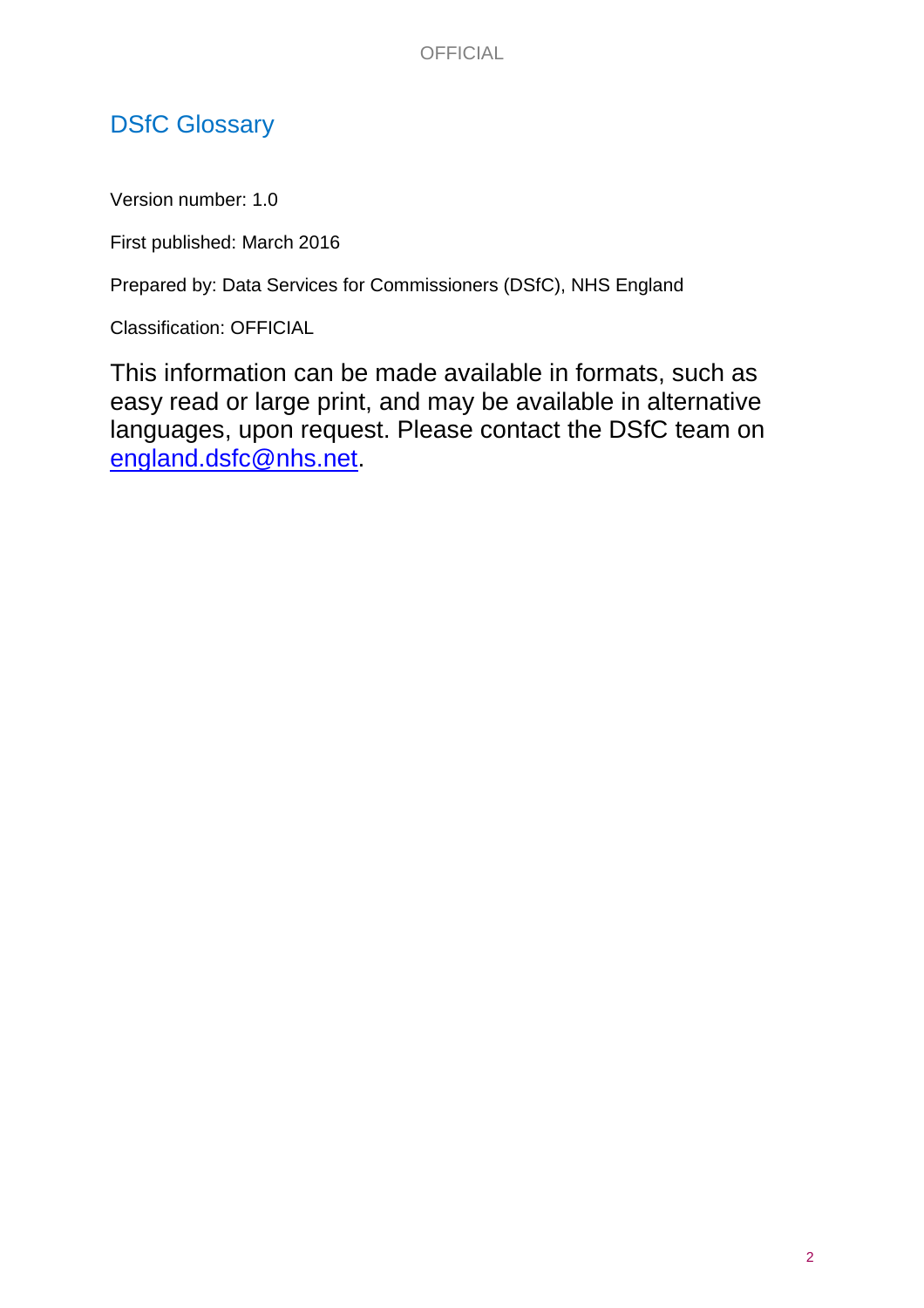# DSfC Glossary

Version number: 1.0

First published: March 2016

Prepared by: Data Services for Commissioners (DSfC), NHS England

Classification: OFFICIAL

This information can be made available in formats, such as easy read or large print, and may be available in alternative languages, upon request. Please contact the DSfC team on england.dsfc@nhs.net.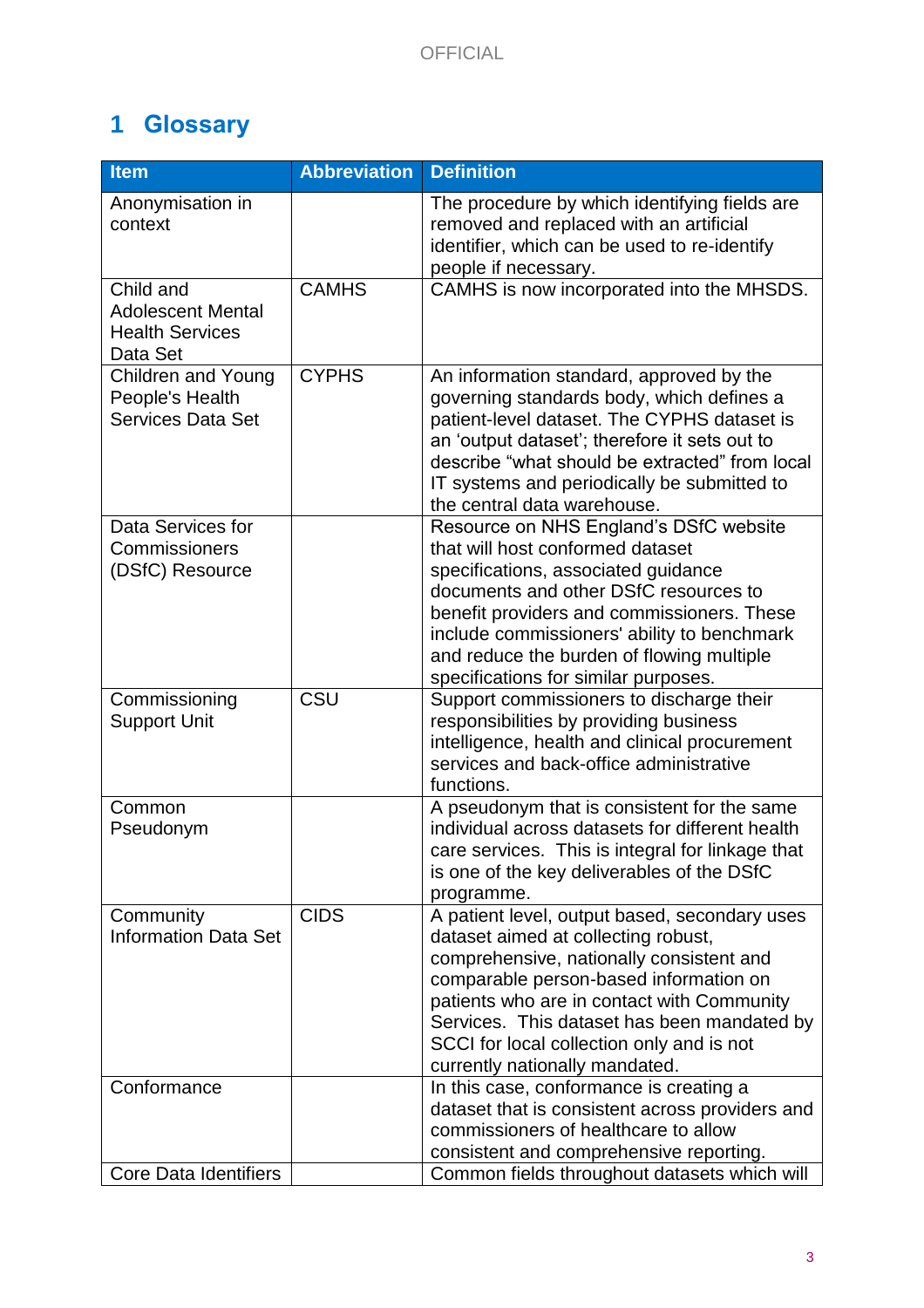# 1 Glossary

| Item | Abbreviation | Definition |
|---|---|---|
| Anonymisation in context | | The procedure by which identifying fields are removed and replaced with an artificial identifier, which can be used to re-identify people if necessary. |
| Child and Adolescent Mental Health Services Data Set | CAMHS | CAMHS is now incorporated into the MHSDS. |
| Children and Young People's Health Services Data Set | CYPHS | An information standard, approved by the governing standards body, which defines a patient-level dataset. The CYPHS dataset is an 'output dataset'; therefore it sets out to describe "what should be extracted" from local IT systems and periodically be submitted to the central data warehouse. |
| Data Services for Commissioners (DSfC) Resource | | Resource on NHS England's DSfC website that will host conformed dataset specifications, associated guidance documents and other DSfC resources to benefit providers and commissioners. These include commissioners' ability to benchmark and reduce the burden of flowing multiple specifications for similar purposes. |
| Commissioning Support Unit | CSU | Support commissioners to discharge their responsibilities by providing business intelligence, health and clinical procurement services and back-office administrative functions. |
| Common Pseudonym | | A pseudonym that is consistent for the same individual across datasets for different health care services. This is integral for linkage that is one of the key deliverables of the DSfC programme. |
| Community Information Data Set | CIDS | A patient level, output based, secondary uses dataset aimed at collecting robust, comprehensive, nationally consistent and comparable person-based information on patients who are in contact with Community Services. This dataset has been mandated by SCCI for local collection only and is not currently nationally mandated. |
| Conformance | | In this case, conformance is creating a dataset that is consistent across providers and commissioners of healthcare to allow consistent and comprehensive reporting. |
| Core Data Identifiers | | Common fields throughout datasets which will |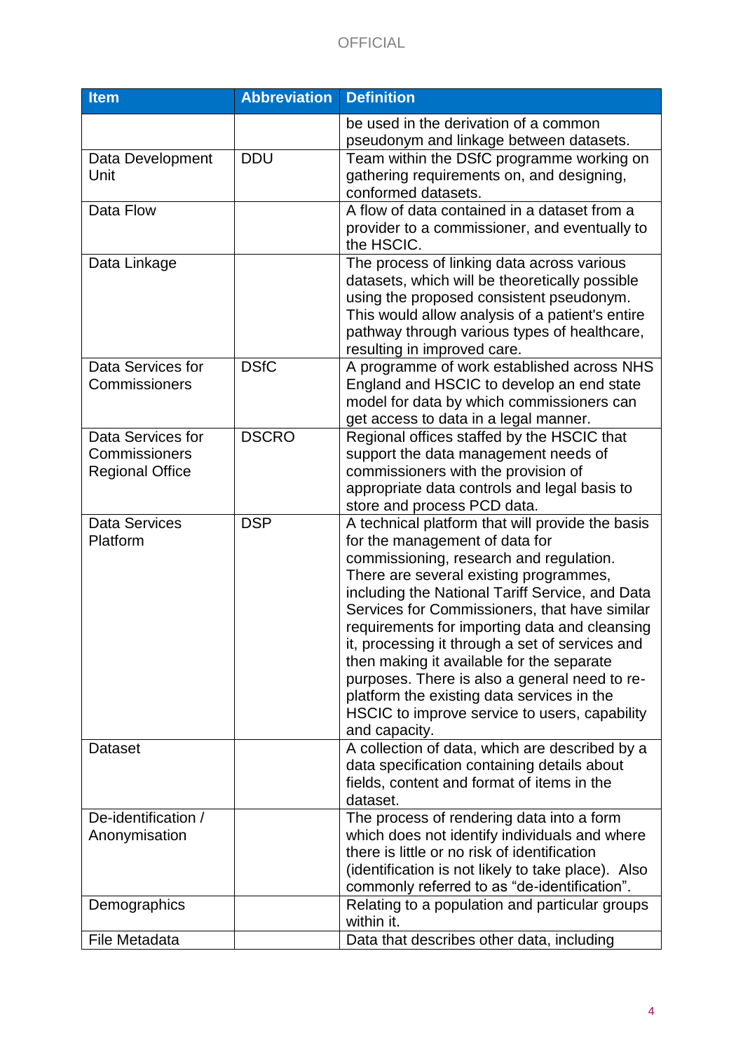| Item | Abbreviation | Definition |
|---|---|---|
| | | be used in the derivation of a common pseudonym and linkage between datasets. |
| Data Development Unit | DDU | Team within the DSfC programme working on gathering requirements on, and designing, conformed datasets. |
| Data Flow | | A flow of data contained in a dataset from a provider to a commissioner, and eventually to the HSCIC. |
| Data Linkage | | The process of linking data across various datasets, which will be theoretically possible using the proposed consistent pseudonym. This would allow analysis of a patient's entire pathway through various types of healthcare, resulting in improved care. |
| Data Services for Commissioners | DSfC | A programme of work established across NHS England and HSCIC to develop an end state model for data by which commissioners can get access to data in a legal manner. |
| Data Services for Commissioners Regional Office | DSCRO | Regional offices staffed by the HSCIC that support the data management needs of commissioners with the provision of appropriate data controls and legal basis to store and process PCD data. |
| Data Services Platform | DSP | A technical platform that will provide the basis for the management of data for commissioning, research and regulation. There are several existing programmes, including the National Tariff Service, and Data Services for Commissioners, that have similar requirements for importing data and cleansing it, processing it through a set of services and then making it available for the separate purposes. There is also a general need to re-platform the existing data services in the HSCIC to improve service to users, capability and capacity. |
| Dataset | | A collection of data, which are described by a data specification containing details about fields, content and format of items in the dataset. |
| De-identification / Anonymisation | | The process of rendering data into a form which does not identify individuals and where there is little or no risk of identification (identification is not likely to take place). Also commonly referred to as "de-identification". |
| Demographics | | Relating to a population and particular groups within it. |
| File Metadata | | Data that describes other data, including |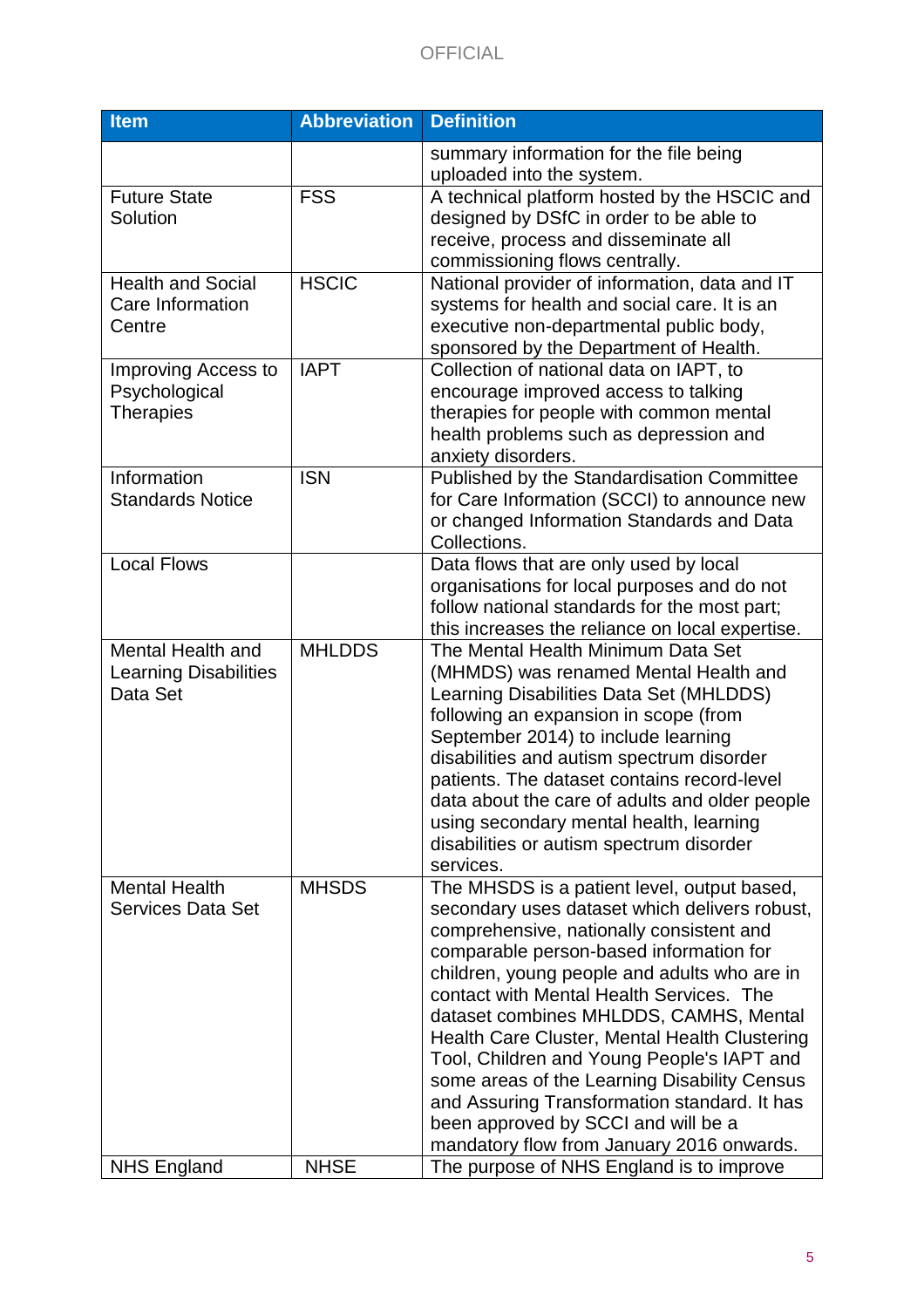| Item | Abbreviation | Definition |
|---|---|---|
| | | summary information for the file being uploaded into the system. |
| Future State Solution | FSS | A technical platform hosted by the HSCIC and designed by DSfC in order to be able to receive, process and disseminate all commissioning flows centrally. |
| Health and Social Care Information Centre | HSCIC | National provider of information, data and IT systems for health and social care. It is an executive non-departmental public body, sponsored by the Department of Health. |
| Improving Access to Psychological Therapies | IAPT | Collection of national data on IAPT, to encourage improved access to talking therapies for people with common mental health problems such as depression and anxiety disorders. |
| Information Standards Notice | ISN | Published by the Standardisation Committee for Care Information (SCCI) to announce new or changed Information Standards and Data Collections. |
| Local Flows | | Data flows that are only used by local organisations for local purposes and do not follow national standards for the most part; this increases the reliance on local expertise. |
| Mental Health and Learning Disabilities Data Set | MHLDDS | The Mental Health Minimum Data Set (MHMDS) was renamed Mental Health and Learning Disabilities Data Set (MHLDDS) following an expansion in scope (from September 2014) to include learning disabilities and autism spectrum disorder patients. The dataset contains record-level data about the care of adults and older people using secondary mental health, learning disabilities or autism spectrum disorder services. |
| Mental Health Services Data Set | MHSDS | The MHSDS is a patient level, output based, secondary uses dataset which delivers robust, comprehensive, nationally consistent and comparable person-based information for children, young people and adults who are in contact with Mental Health Services. The dataset combines MHLDDS, CAMHS, Mental Health Care Cluster, Mental Health Clustering Tool, Children and Young People's IAPT and some areas of the Learning Disability Census and Assuring Transformation standard. It has been approved by SCCI and will be a mandatory flow from January 2016 onwards. |
| NHS England | NHSE | The purpose of NHS England is to improve |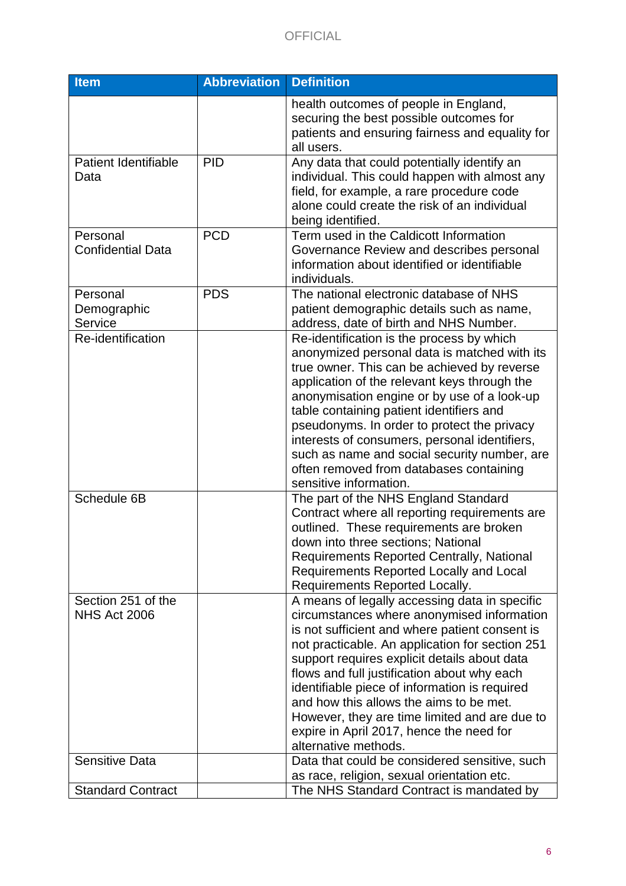| Item | Abbreviation | Definition |
|---|---|---|
| | | health outcomes of people in England, securing the best possible outcomes for patients and ensuring fairness and equality for all users. |
| Patient Identifiable Data | PID | Any data that could potentially identify an individual. This could happen with almost any field, for example, a rare procedure code alone could create the risk of an individual being identified. |
| Personal Confidential Data | PCD | Term used in the Caldicott Information Governance Review and describes personal information about identified or identifiable individuals. |
| Personal Demographic Service | PDS | The national electronic database of NHS patient demographic details such as name, address, date of birth and NHS Number. |
| Re-identification | | Re-identification is the process by which anonymized personal data is matched with its true owner. This can be achieved by reverse application of the relevant keys through the anonymisation engine or by use of a look-up table containing patient identifiers and pseudonyms. In order to protect the privacy interests of consumers, personal identifiers, such as name and social security number, are often removed from databases containing sensitive information. |
| Schedule 6B | | The part of the NHS England Standard Contract where all reporting requirements are outlined. These requirements are broken down into three sections; National Requirements Reported Centrally, National Requirements Reported Locally and Local Requirements Reported Locally. |
| Section 251 of the NHS Act 2006 | | A means of legally accessing data in specific circumstances where anonymised information is not sufficient and where patient consent is not practicable. An application for section 251 support requires explicit details about data flows and full justification about why each identifiable piece of information is required and how this allows the aims to be met. However, they are time limited and are due to expire in April 2017, hence the need for alternative methods. |
| Sensitive Data | | Data that could be considered sensitive, such as race, religion, sexual orientation etc. |
| Standard Contract | | The NHS Standard Contract is mandated by |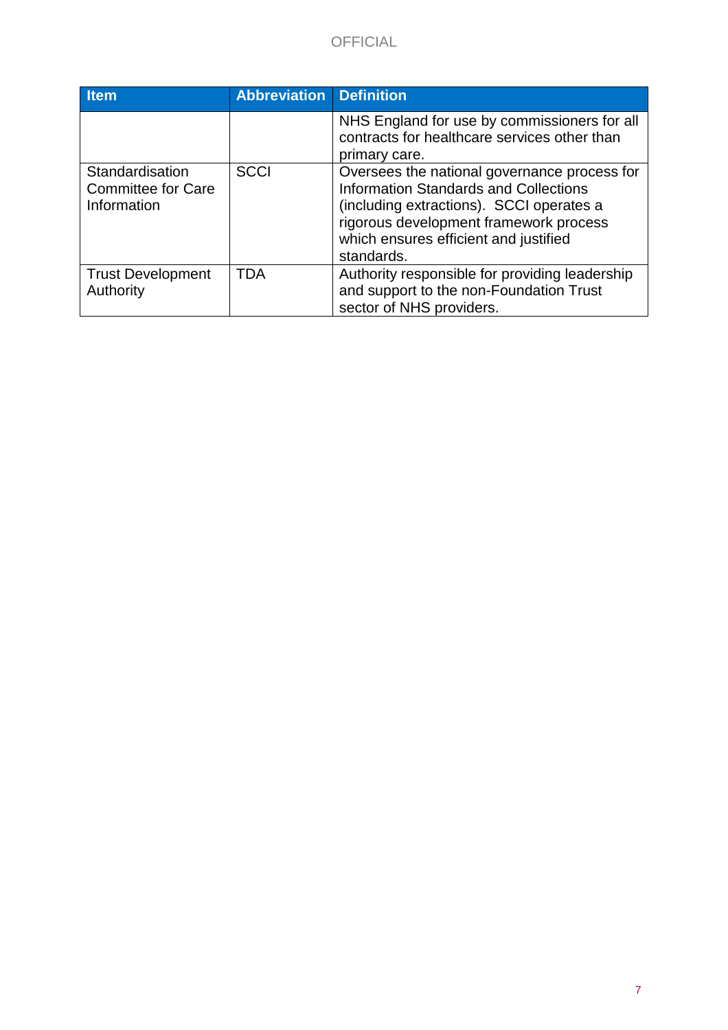| Item | Abbreviation | Definition |
|---|---|---|
| | | NHS England for use by commissioners for all contracts for healthcare services other than primary care. |
| Standardisation Committee for Care Information | SCCI | Oversees the national governance process for Information Standards and Collections (including extractions). SCCI operates a rigorous development framework process which ensures efficient and justified standards. |
| Trust Development Authority | TDA | Authority responsible for providing leadership and support to the non-Foundation Trust sector of NHS providers. |